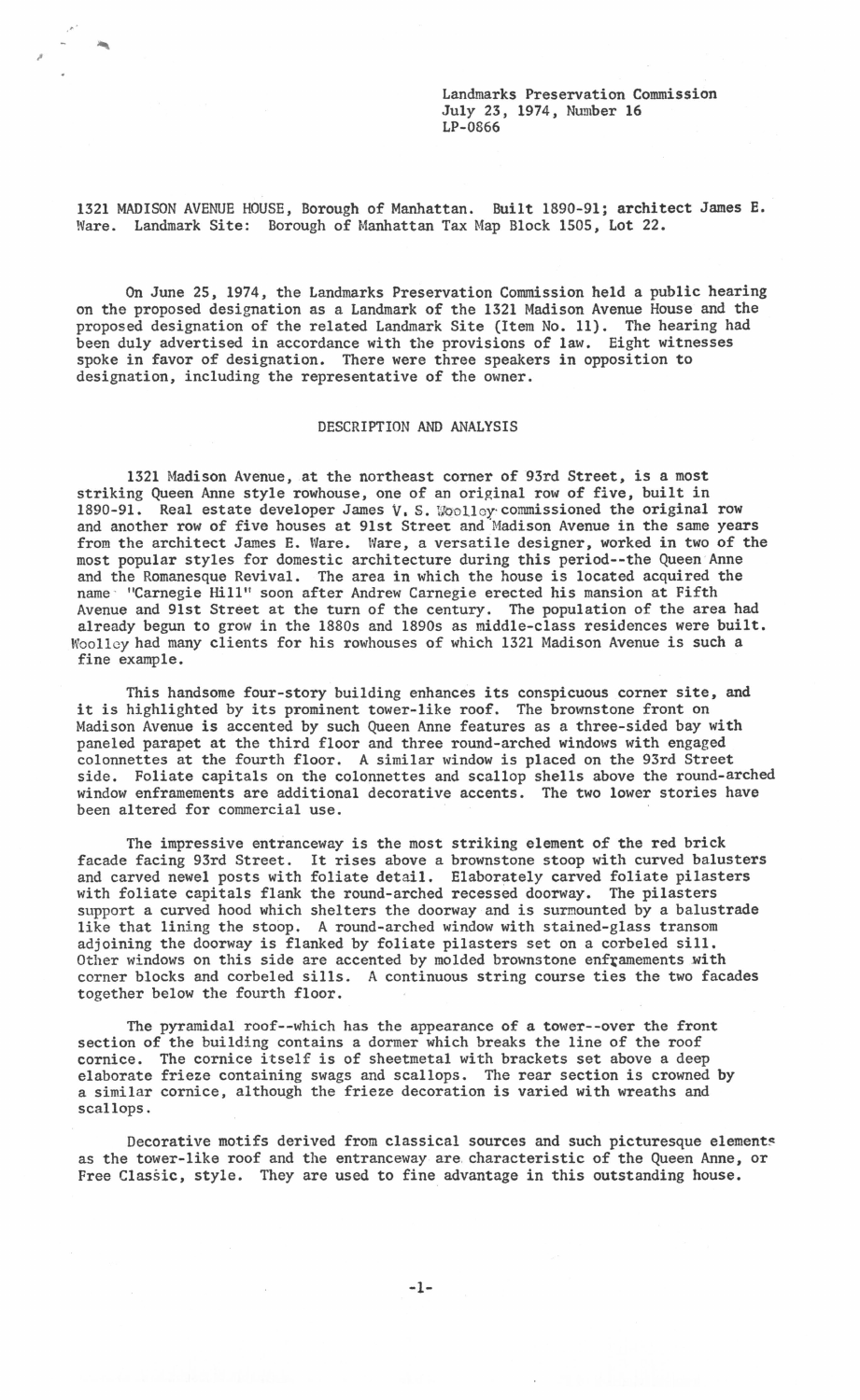Landmarks Preservation Commission
July 23, 1974, Number 16
LP-0866

1321 MADISON AVENUE HOUSE, Borough of Manhattan. Built 1890-91; architect James E. Ware. Landmark Site: Borough of Manhattan Tax Map Block 1505, Lot 22.

On June 25, 1974, the Landmarks Preservation Commission held a public hearing on the proposed designation as a Landmark of the 1321 Madison Avenue House and the proposed designation of the related Landmark Site (Item No. 11). The hearing had been duly advertised in accordance with the provisions of law. Eight witnesses spoke in favor of designation. There were three speakers in opposition to designation, including the representative of the owner.

## DESCRIPTION AND ANALYSIS

1321 Madison Avenue, at the northeast corner of 93rd Street, is a most striking Queen Anne style rowhouse, one of an original row of five, built in 1890-91. Real estate developer James V. S. Woolley commissioned the original row and another row of five houses at 91st Street and Madison Avenue in the same years from the architect James E. Ware. Ware, a versatile designer, worked in two of the most popular styles for domestic architecture during this period--the Queen Anne and the Romanesque Revival. The area in which the house is located acquired the name "Carnegie Hill" soon after Andrew Carnegie erected his mansion at Fifth Avenue and 91st Street at the turn of the century. The population of the area had already begun to grow in the 1880s and 1890s as middle-class residences were built. Woolley had many clients for his rowhouses of which 1321 Madison Avenue is such a fine example.

This handsome four-story building enhances its conspicuous corner site, and it is highlighted by its prominent tower-like roof. The brownstone front on Madison Avenue is accented by such Queen Anne features as a three-sided bay with paneled parapet at the third floor and three round-arched windows with engaged colonnettes at the fourth floor. A similar window is placed on the 93rd Street side. Foliate capitals on the colonnettes and scallop shells above the round-arched window enframements are additional decorative accents. The two lower stories have been altered for commercial use.

The impressive entranceway is the most striking element of the red brick facade facing 93rd Street. It rises above a brownstone stoop with curved balusters and carved newel posts with foliate detail. Elaborately carved foliate pilasters with foliate capitals flank the round-arched recessed doorway. The pilasters support a curved hood which shelters the doorway and is surmounted by a balustrade like that lining the stoop. A round-arched window with stained-glass transom adjoining the doorway is flanked by foliate pilasters set on a corbeled sill. Other windows on this side are accented by molded brownstone enframements with corner blocks and corbeled sills. A continuous string course ties the two facades together below the fourth floor.

The pyramidal roof--which has the appearance of a tower--over the front section of the building contains a dormer which breaks the line of the roof cornice. The cornice itself is of sheetmetal with brackets set above a deep elaborate frieze containing swags and scallops. The rear section is crowned by a similar cornice, although the frieze decoration is varied with wreaths and scallops.

Decorative motifs derived from classical sources and such picturesque elements as the tower-like roof and the entranceway are characteristic of the Queen Anne, or Free Classic, style. They are used to fine advantage in this outstanding house.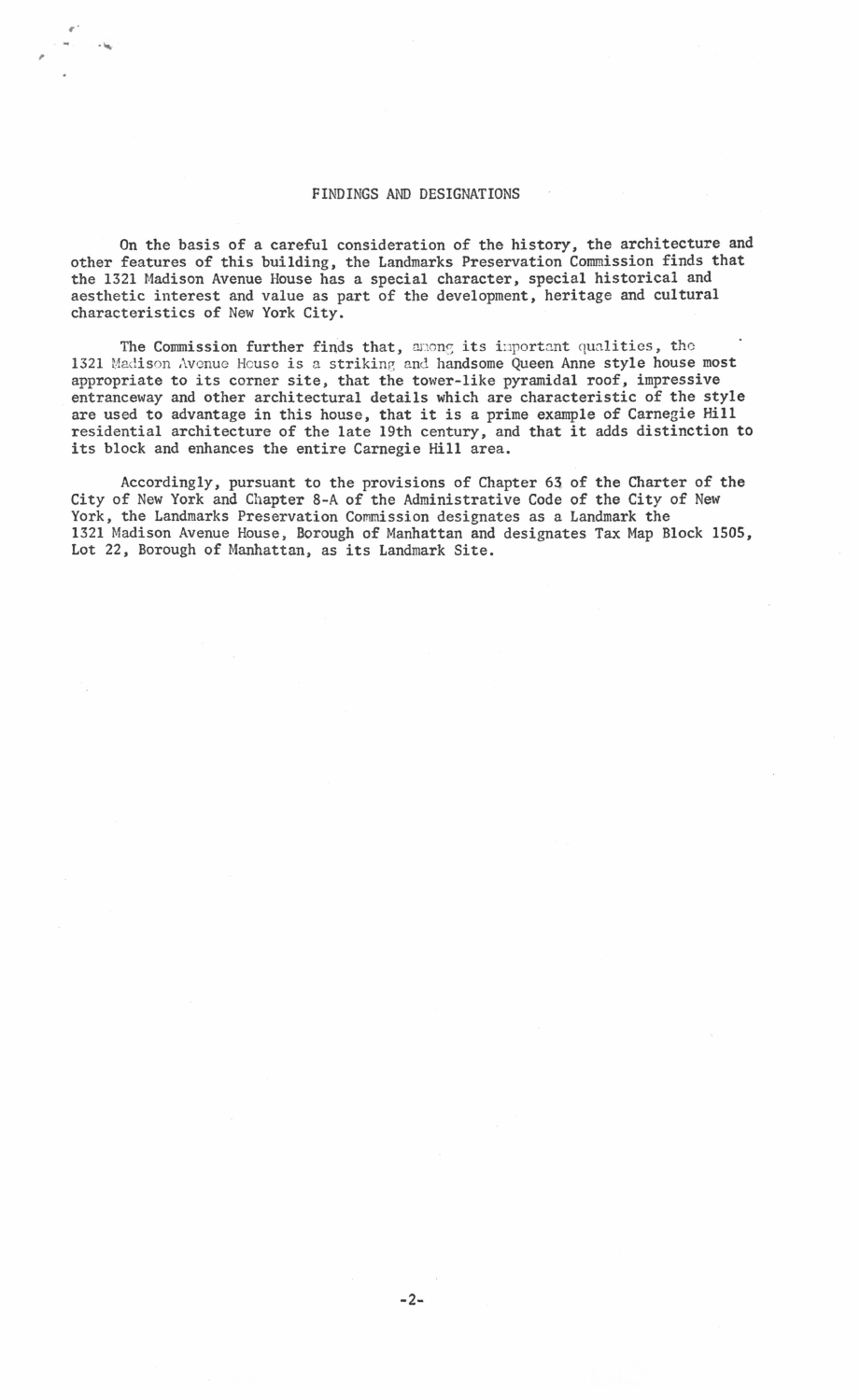## FINDINGS AND DESIGNATIONS

On the basis of a careful consideration of the history, the architecture and other features of this building, the Landmarks Preservation Commission finds that the 1321 Madison Avenue House has a special character, special historical and aesthetic interest and value as part of the development, heritage and cultural characteristics of New York City.

The Commission further finds that, among its important qualities, the 1321 Madison Avenue House is a striking and handsome Queen Anne style house most appropriate to its corner site, that the tower-like pyramidal roof, impressive entranceway and other architectural details which are characteristic of the style are used to advantage in this house, that it is a prime example of Carnegie Hill residential architecture of the late 19th century, and that it adds distinction to its block and enhances the entire Carnegie Hill area.

Accordingly, pursuant to the provisions of Chapter 63 of the Charter of the City of New York and Chapter 8-A of the Administrative Code of the City of New York, the Landmarks Preservation Commission designates as a Landmark the 1321 Madison Avenue House, Borough of Manhattan and designates Tax Map Block 1505, Lot 22, Borough of Manhattan, as its Landmark Site.